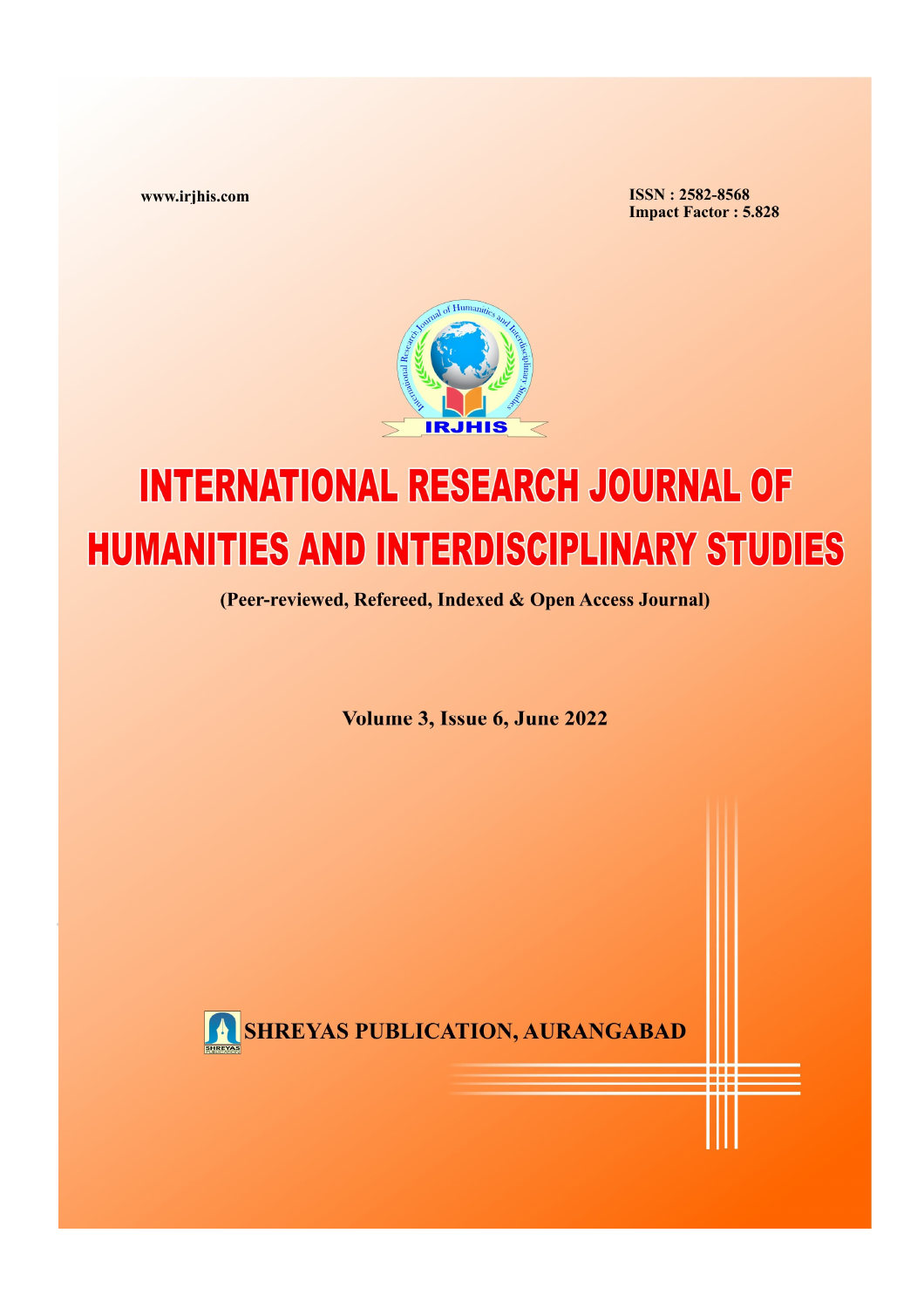www.irjhis.com

ISSN : 2582-8568
Impact Factor : 5.828

# INTERNATIONAL RESEARCH JOURNAL OF HUMANITIES AND INTERDISCIPLINARY STUDIES

**(Peer-reviewed, Refereed, Indexed & Open Access Journal)**

**Volume 3, Issue 6, June 2022**

**SHREYAS PUBLICATION, AURANGABAD**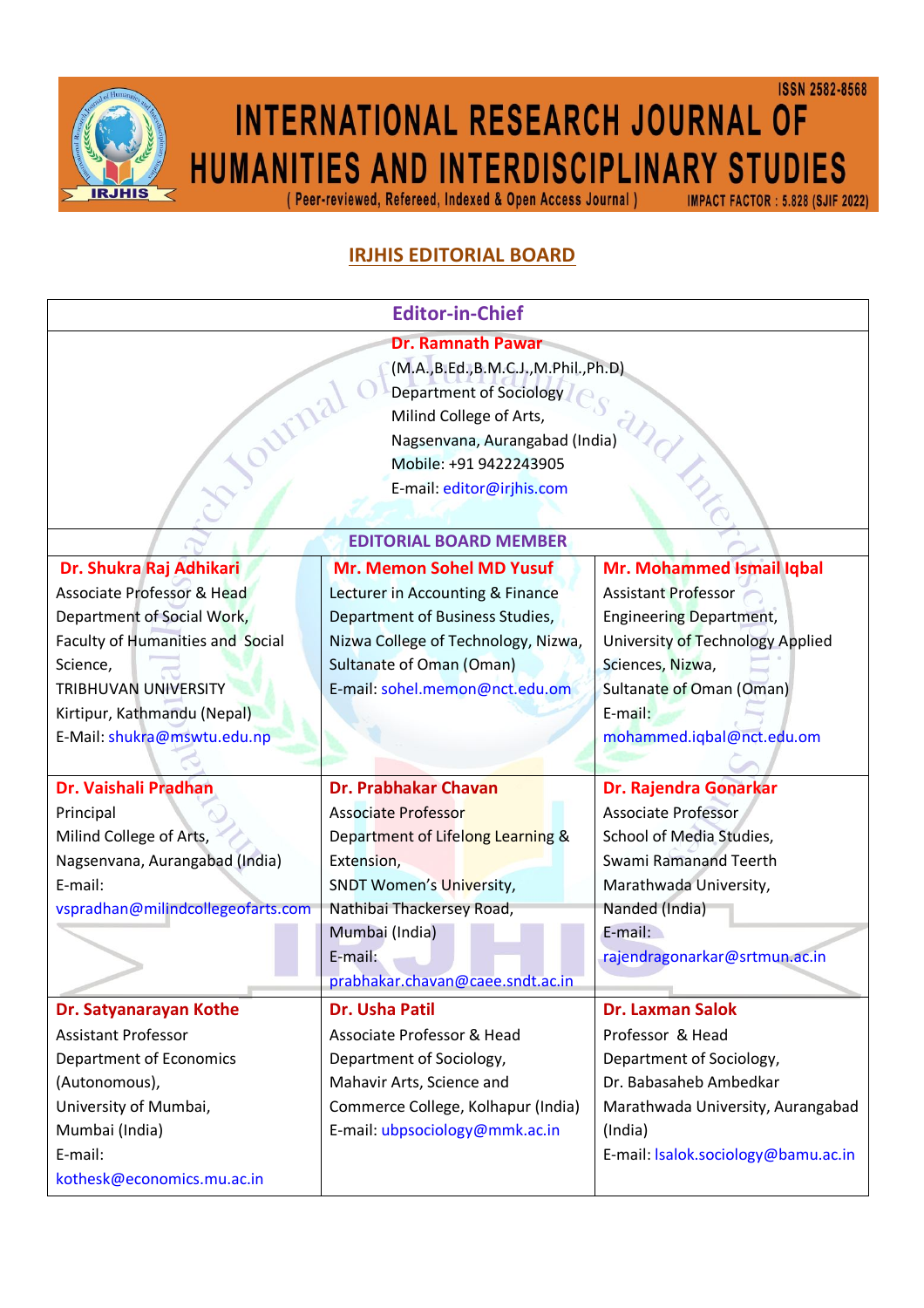# INTERNATIONAL RESEARCH JOURNAL OF HUMANITIES AND INTERDISCIPLINARY STUDIES

ISSN 2582-8568

( Peer-reviewed, Refereed, Indexed & Open Access Journal )

IMPACT FACTOR : 5.828 (SJIF 2022)

## IRJHIS EDITORIAL BOARD

### Editor-in-Chief

**Dr. Ramnath Pawar**
(M.A.,B.Ed.,B.M.C.J.,M.Phil.,Ph.D)
Department of Sociology
Milind College of Arts,
Nagsenvana, Aurangabad (India)
Mobile: +91 9422243905
E-mail: editor@irjhis.com

### EDITORIAL BOARD MEMBER

| | | |
|---|---|---|
| **Dr. Shukra Raj Adhikari**<br>Associate Professor & Head<br>Department of Social Work,<br>Faculty of Humanities and Social Science,<br>TRIBHUVAN UNIVERSITY<br>Kirtipur, Kathmandu (Nepal)<br>E-Mail: shukra@mswtu.edu.np | **Mr. Memon Sohel MD Yusuf**<br>Lecturer in Accounting & Finance<br>Department of Business Studies,<br>Nizwa College of Technology, Nizwa,<br>Sultanate of Oman (Oman)<br>E-mail: sohel.memon@nct.edu.om | **Mr. Mohammed Ismail Iqbal**<br>Assistant Professor<br>Engineering Department,<br>University of Technology Applied Sciences, Nizwa,<br>Sultanate of Oman (Oman)<br>E-mail:<br>mohammed.iqbal@nct.edu.om |
| **Dr. Vaishali Pradhan**<br>Principal<br>Milind College of Arts,<br>Nagsenvana, Aurangabad (India)<br>E-mail:<br>vspradhan@milindcollegeofarts.com | **Dr. Prabhakar Chavan**<br>Associate Professor<br>Department of Lifelong Learning & Extension,<br>SNDT Women's University,<br>Nathibai Thackersey Road,<br>Mumbai (India)<br>E-mail:<br>prabhakar.chavan@caee.sndt.ac.in | **Dr. Rajendra Gonarkar**<br>Associate Professor<br>School of Media Studies,<br>Swami Ramanand Teerth<br>Marathwada University,<br>Nanded (India)<br>E-mail:<br>rajendragonarkar@srtmun.ac.in |
| **Dr. Satyanarayan Kothe**<br>Assistant Professor<br>Department of Economics (Autonomous),<br>University of Mumbai,<br>Mumbai (India)<br>E-mail:<br>kothesk@economics.mu.ac.in | **Dr. Usha Patil**<br>Associate Professor & Head<br>Department of Sociology,<br>Mahavir Arts, Science and Commerce College, Kolhapur (India)<br>E-mail: ubpsociology@mmk.ac.in | **Dr. Laxman Salok**<br>Professor & Head<br>Department of Sociology,<br>Dr. Babasaheb Ambedkar<br>Marathwada University, Aurangabad (India)<br>E-mail: lsalok.sociology@bamu.ac.in |